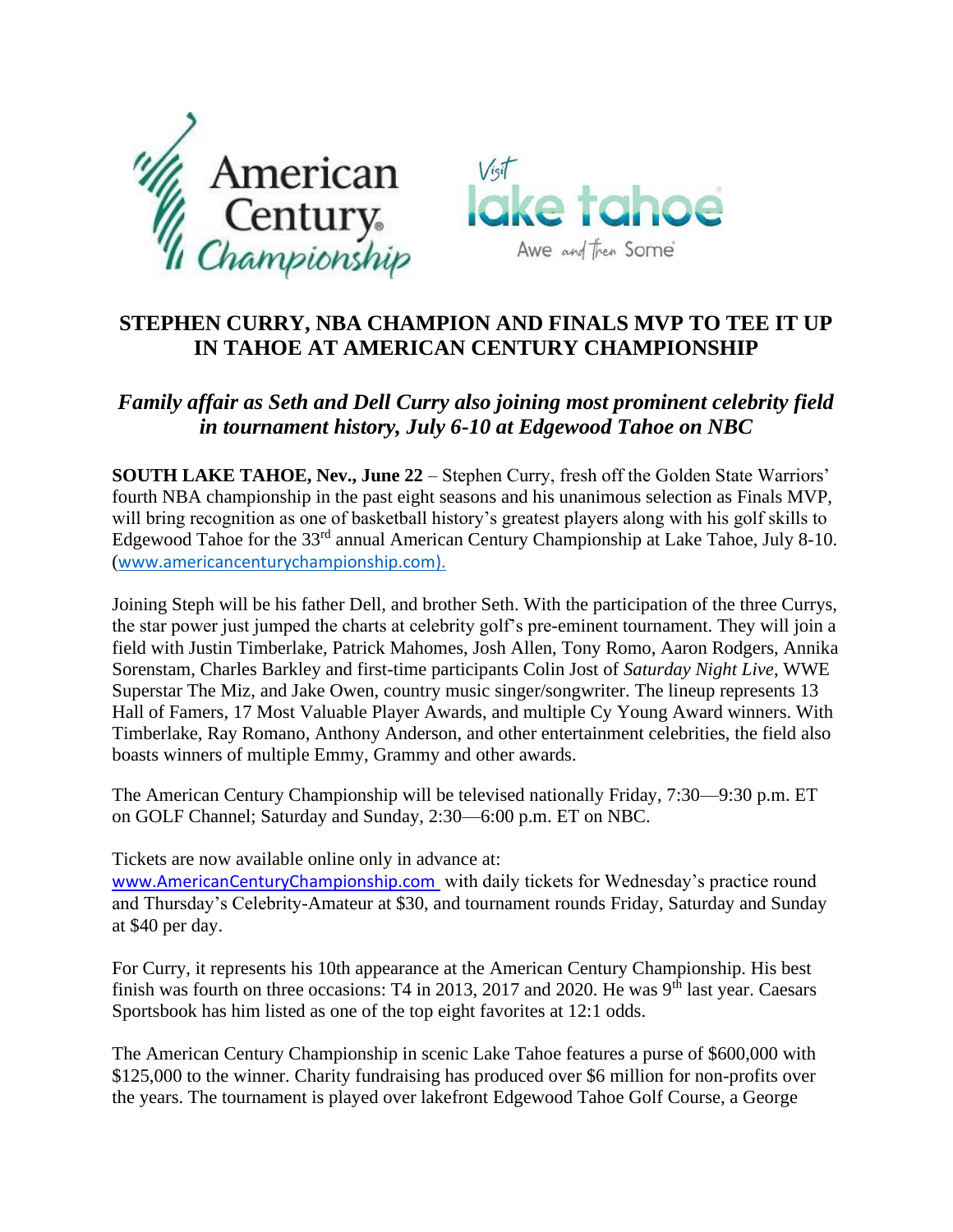# STEPHEN CURRY, NBA CHAMPION AND FINALS MVP TO TEE IT UP IN TAHOE AT AMERICAN CENTURY CHAMPIONSHIP

## *Family affair as Seth and Dell Curry also joining most prominent celebrity field in tournament history, July 6-10 at Edgewood Tahoe on NBC*

**SOUTH LAKE TAHOE, Nev., June 22** – Stephen Curry, fresh off the Golden State Warriors' fourth NBA championship in the past eight seasons and his unanimous selection as Finals MVP, will bring recognition as one of basketball history's greatest players along with his golf skills to Edgewood Tahoe for the 33rd annual American Century Championship at Lake Tahoe, July 8-10. (www.americancenturychampionship.com).

Joining Steph will be his father Dell, and brother Seth. With the participation of the three Currys, the star power just jumped the charts at celebrity golf's pre-eminent tournament. They will join a field with Justin Timberlake, Patrick Mahomes, Josh Allen, Tony Romo, Aaron Rodgers, Annika Sorenstam, Charles Barkley and first-time participants Colin Jost of *Saturday Night Live*, WWE Superstar The Miz, and Jake Owen, country music singer/songwriter. The lineup represents 13 Hall of Famers, 17 Most Valuable Player Awards, and multiple Cy Young Award winners. With Timberlake, Ray Romano, Anthony Anderson, and other entertainment celebrities, the field also boasts winners of multiple Emmy, Grammy and other awards.

The American Century Championship will be televised nationally Friday, 7:30—9:30 p.m. ET on GOLF Channel; Saturday and Sunday, 2:30—6:00 p.m. ET on NBC.

Tickets are now available online only in advance at:
www.AmericanCenturyChampionship.com with daily tickets for Wednesday's practice round and Thursday's Celebrity-Amateur at $30, and tournament rounds Friday, Saturday and Sunday at $40 per day.

For Curry, it represents his 10th appearance at the American Century Championship. His best finish was fourth on three occasions: T4 in 2013, 2017 and 2020. He was 9th last year. Caesars Sportsbook has him listed as one of the top eight favorites at 12:1 odds.

The American Century Championship in scenic Lake Tahoe features a purse of $600,000 with $125,000 to the winner. Charity fundraising has produced over $6 million for non-profits over the years. The tournament is played over lakefront Edgewood Tahoe Golf Course, a George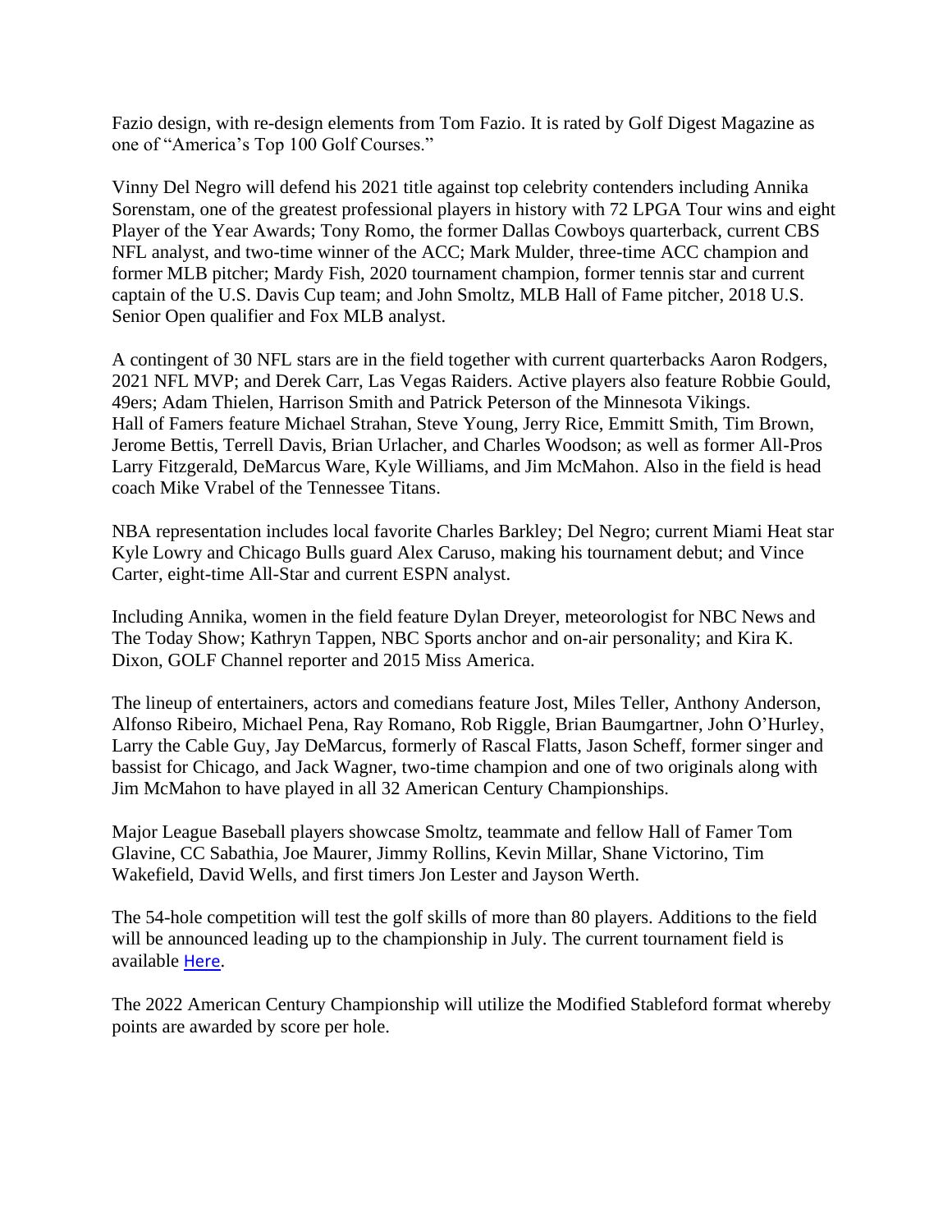Fazio design, with re-design elements from Tom Fazio. It is rated by Golf Digest Magazine as one of "America's Top 100 Golf Courses."

Vinny Del Negro will defend his 2021 title against top celebrity contenders including Annika Sorenstam, one of the greatest professional players in history with 72 LPGA Tour wins and eight Player of the Year Awards; Tony Romo, the former Dallas Cowboys quarterback, current CBS NFL analyst, and two-time winner of the ACC; Mark Mulder, three-time ACC champion and former MLB pitcher; Mardy Fish, 2020 tournament champion, former tennis star and current captain of the U.S. Davis Cup team; and John Smoltz, MLB Hall of Fame pitcher, 2018 U.S. Senior Open qualifier and Fox MLB analyst.

A contingent of 30 NFL stars are in the field together with current quarterbacks Aaron Rodgers, 2021 NFL MVP; and Derek Carr, Las Vegas Raiders. Active players also feature Robbie Gould, 49ers; Adam Thielen, Harrison Smith and Patrick Peterson of the Minnesota Vikings. Hall of Famers feature Michael Strahan, Steve Young, Jerry Rice, Emmitt Smith, Tim Brown, Jerome Bettis, Terrell Davis, Brian Urlacher, and Charles Woodson; as well as former All-Pros Larry Fitzgerald, DeMarcus Ware, Kyle Williams, and Jim McMahon. Also in the field is head coach Mike Vrabel of the Tennessee Titans.

NBA representation includes local favorite Charles Barkley; Del Negro; current Miami Heat star Kyle Lowry and Chicago Bulls guard Alex Caruso, making his tournament debut; and Vince Carter, eight-time All-Star and current ESPN analyst.

Including Annika, women in the field feature Dylan Dreyer, meteorologist for NBC News and The Today Show; Kathryn Tappen, NBC Sports anchor and on-air personality; and Kira K. Dixon, GOLF Channel reporter and 2015 Miss America.

The lineup of entertainers, actors and comedians feature Jost, Miles Teller, Anthony Anderson, Alfonso Ribeiro, Michael Pena, Ray Romano, Rob Riggle, Brian Baumgartner, John O'Hurley, Larry the Cable Guy, Jay DeMarcus, formerly of Rascal Flatts, Jason Scheff, former singer and bassist for Chicago, and Jack Wagner, two-time champion and one of two originals along with Jim McMahon to have played in all 32 American Century Championships.

Major League Baseball players showcase Smoltz, teammate and fellow Hall of Famer Tom Glavine, CC Sabathia, Joe Maurer, Jimmy Rollins, Kevin Millar, Shane Victorino, Tim Wakefield, David Wells, and first timers Jon Lester and Jayson Werth.

The 54-hole competition will test the golf skills of more than 80 players. Additions to the field will be announced leading up to the championship in July. The current tournament field is available Here.

The 2022 American Century Championship will utilize the Modified Stableford format whereby points are awarded by score per hole.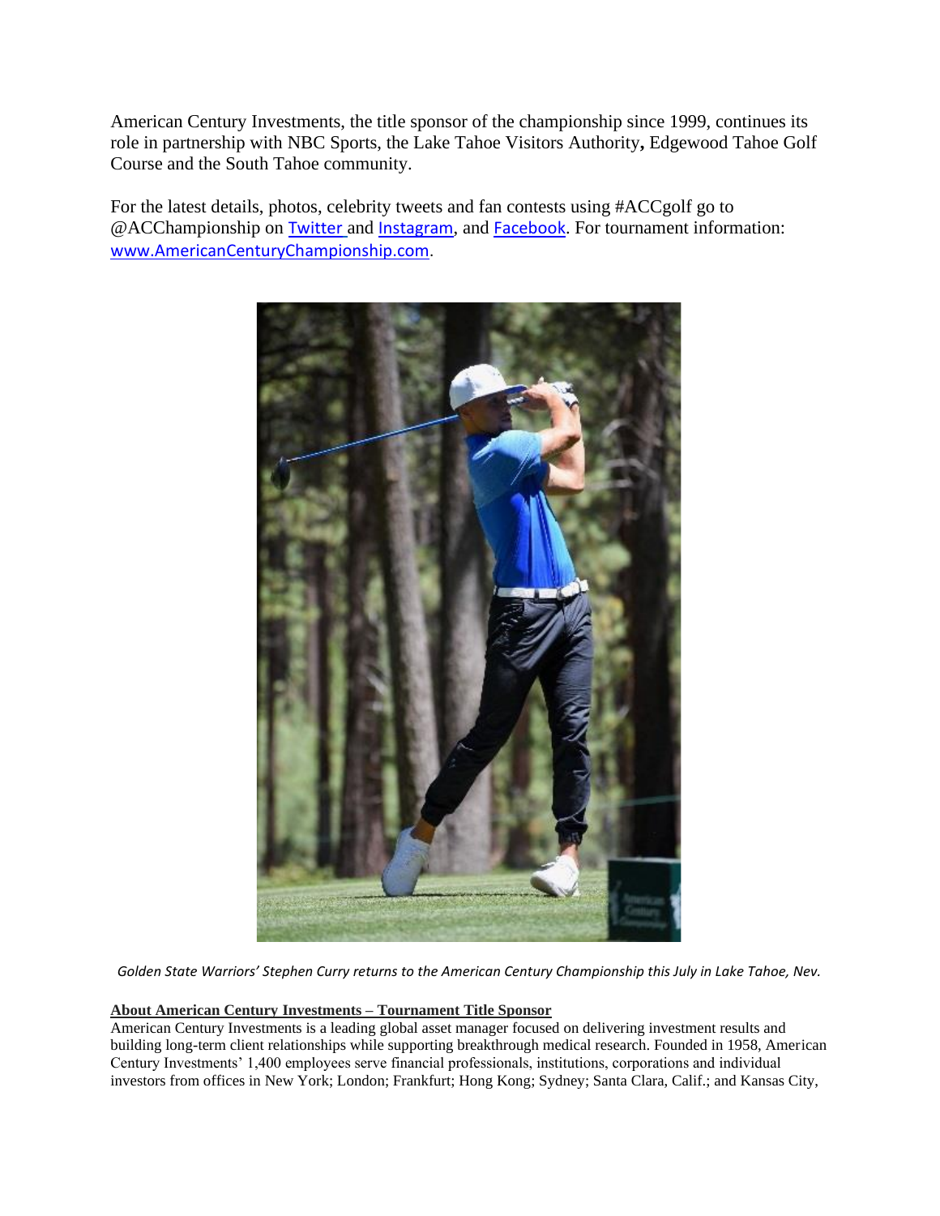American Century Investments, the title sponsor of the championship since 1999, continues its role in partnership with NBC Sports, the Lake Tahoe Visitors Authority**,** Edgewood Tahoe Golf Course and the South Tahoe community.

For the latest details, photos, celebrity tweets and fan contests using #ACCgolf go to @ACChampionship on [Twitter](#) and [Instagram](#), and [Facebook](#). For tournament information: [www.AmericanCenturyChampionship.com](http://www.AmericanCenturyChampionship.com).

*Golden State Warriors' Stephen Curry returns to the American Century Championship this July in Lake Tahoe, Nev.*

**<u>About American Century Investments – Tournament Title Sponsor</u>**

American Century Investments is a leading global asset manager focused on delivering investment results and building long-term client relationships while supporting breakthrough medical research. Founded in 1958, American Century Investments' 1,400 employees serve financial professionals, institutions, corporations and individual investors from offices in New York; London; Frankfurt; Hong Kong; Sydney; Santa Clara, Calif.; and Kansas City,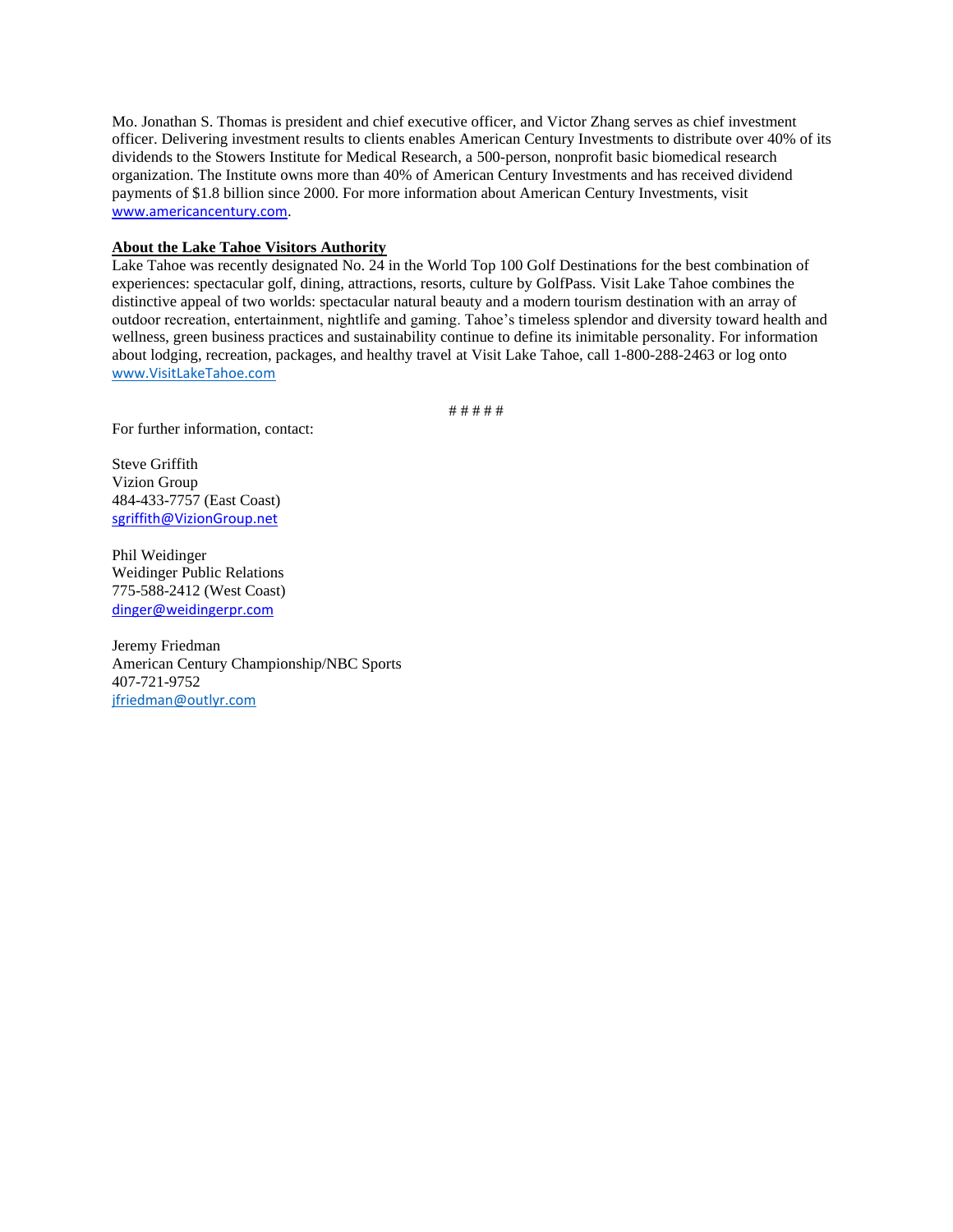Mo. Jonathan S. Thomas is president and chief executive officer, and Victor Zhang serves as chief investment officer. Delivering investment results to clients enables American Century Investments to distribute over 40% of its dividends to the Stowers Institute for Medical Research, a 500-person, nonprofit basic biomedical research organization. The Institute owns more than 40% of American Century Investments and has received dividend payments of $1.8 billion since 2000. For more information about American Century Investments, visit www.americancentury.com.

**About the Lake Tahoe Visitors Authority**

Lake Tahoe was recently designated No. 24 in the World Top 100 Golf Destinations for the best combination of experiences: spectacular golf, dining, attractions, resorts, culture by GolfPass. Visit Lake Tahoe combines the distinctive appeal of two worlds: spectacular natural beauty and a modern tourism destination with an array of outdoor recreation, entertainment, nightlife and gaming. Tahoe's timeless splendor and diversity toward health and wellness, green business practices and sustainability continue to define its inimitable personality. For information about lodging, recreation, packages, and healthy travel at Visit Lake Tahoe, call 1-800-288-2463 or log onto www.VisitLakeTahoe.com

# # # # #

For further information, contact:

Steve Griffith
Vizion Group
484-433-7757 (East Coast)
sgriffith@VizionGroup.net

Phil Weidinger
Weidinger Public Relations
775-588-2412 (West Coast)
dinger@weidingerpr.com

Jeremy Friedman
American Century Championship/NBC Sports
407-721-9752
jfriedman@outlyr.com